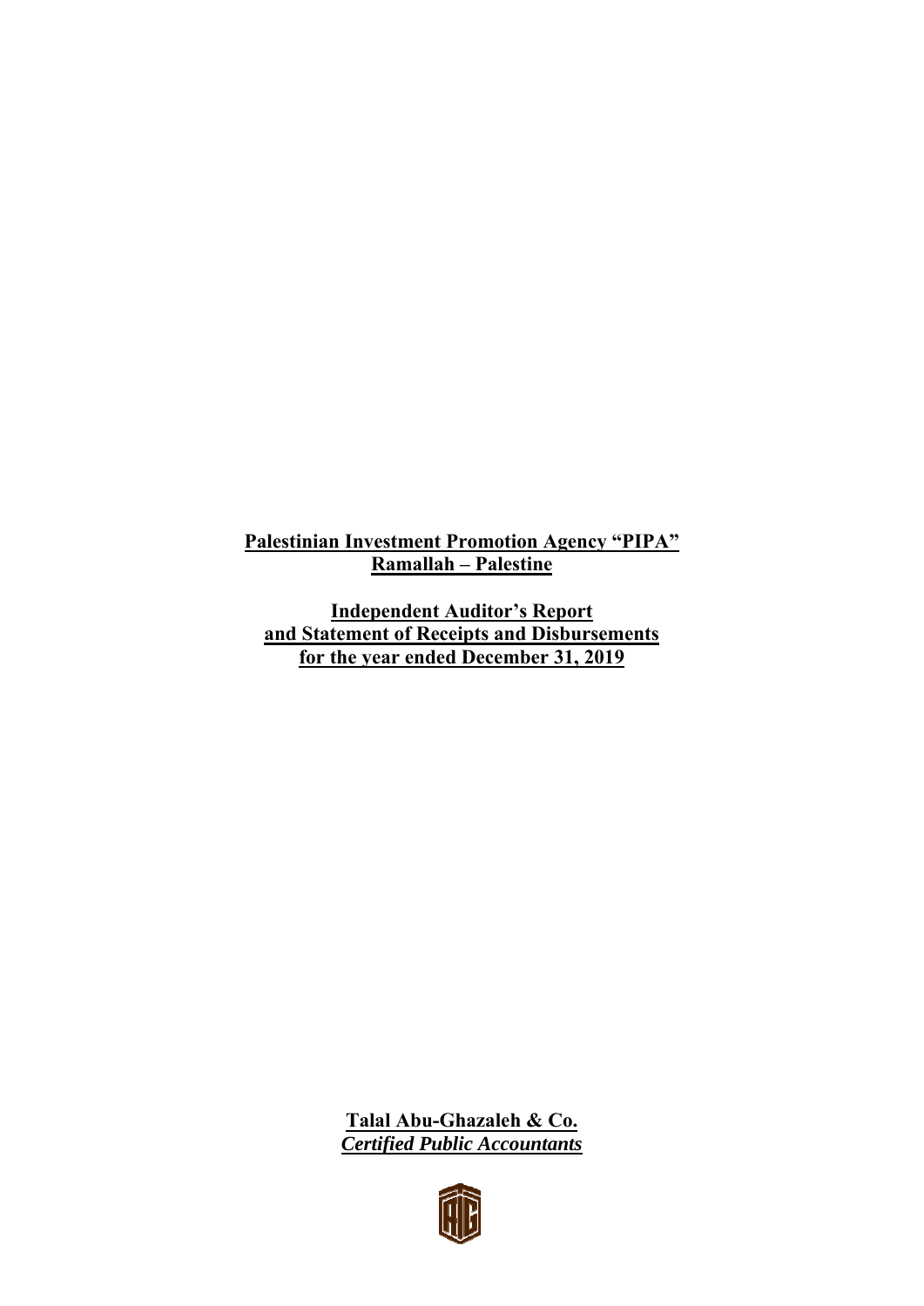**Palestinian Investment Promotion Agency "PIPA"**
**Ramallah – Palestine**

**Independent Auditor's Report**
**and Statement of Receipts and Disbursements**
**for the year ended December 31, 2019**

**Talal Abu-Ghazaleh & Co.**
***Certified Public Accountants***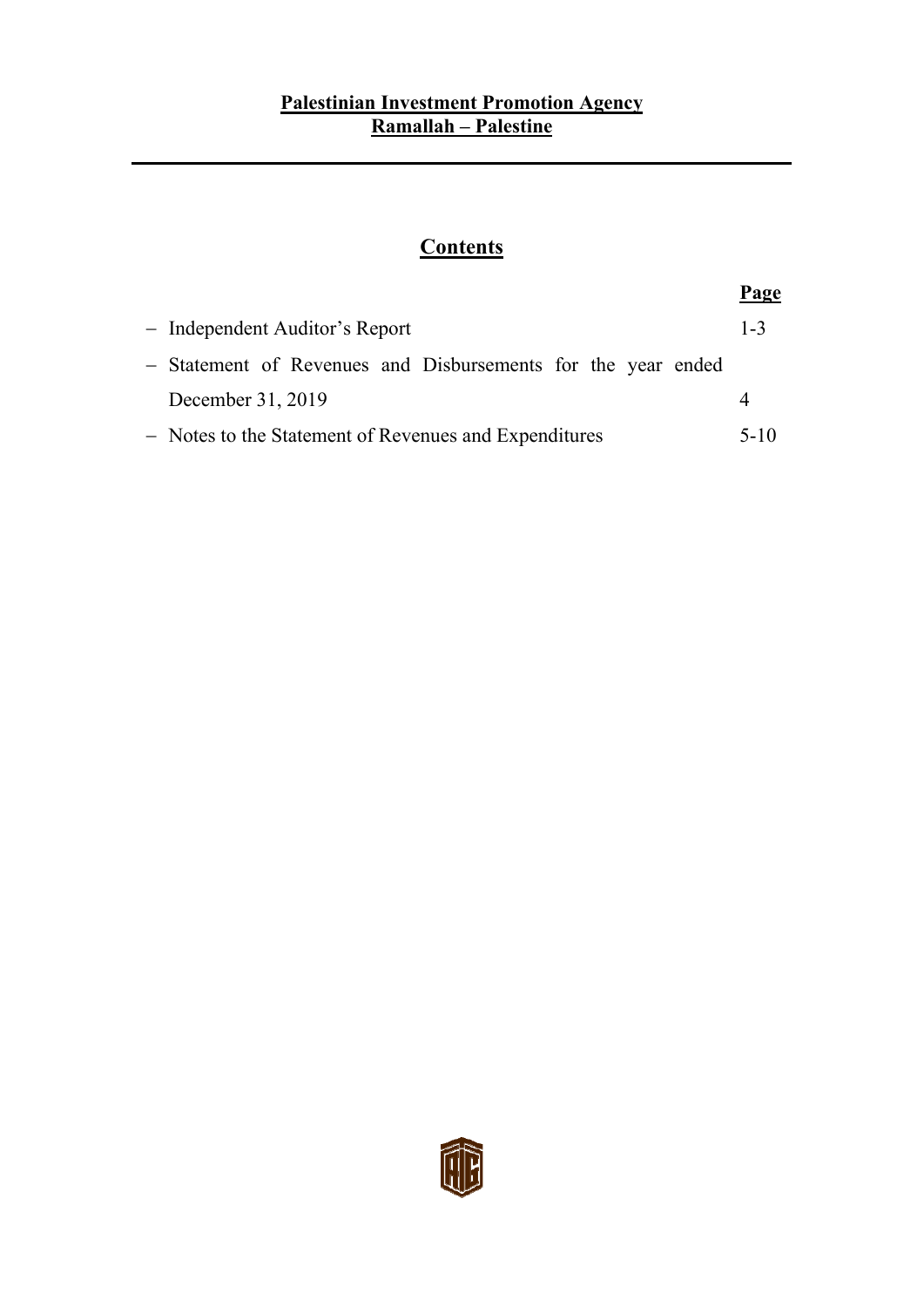**Palestinian Investment Promotion Agency**
**Ramallah – Palestine**

---

# Contents

| | Page |
|---|---|
| – Independent Auditor's Report | 1-3 |
| – Statement of Revenues and Disbursements for the year ended December 31, 2019 | 4 |
| – Notes to the Statement of Revenues and Expenditures | 5-10 |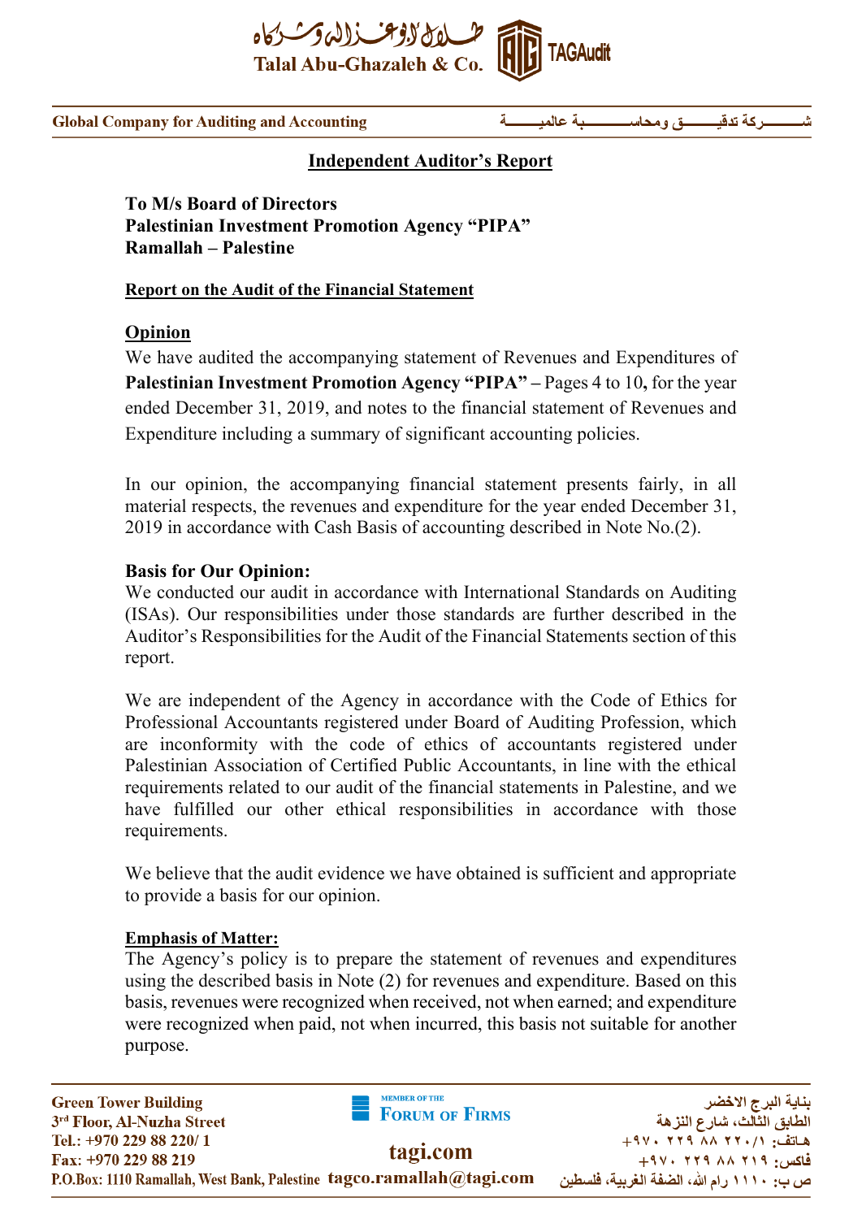# Independent Auditor's Report

**To M/s Board of Directors**
**Palestinian Investment Promotion Agency "PIPA"**
**Ramallah – Palestine**

## Report on the Audit of the Financial Statement

### Opinion

We have audited the accompanying statement of Revenues and Expenditures of **Palestinian Investment Promotion Agency "PIPA" –** Pages 4 to 10**,** for the year ended December 31, 2019, and notes to the financial statement of Revenues and Expenditure including a summary of significant accounting policies.

In our opinion, the accompanying financial statement presents fairly, in all material respects, the revenues and expenditure for the year ended December 31, 2019 in accordance with Cash Basis of accounting described in Note No.(2).

### Basis for Our Opinion:

We conducted our audit in accordance with International Standards on Auditing (ISAs). Our responsibilities under those standards are further described in the Auditor's Responsibilities for the Audit of the Financial Statements section of this report.

We are independent of the Agency in accordance with the Code of Ethics for Professional Accountants registered under Board of Auditing Profession, which are inconformity with the code of ethics of accountants registered under Palestinian Association of Certified Public Accountants, in line with the ethical requirements related to our audit of the financial statements in Palestine, and we have fulfilled our other ethical responsibilities in accordance with those requirements.

We believe that the audit evidence we have obtained is sufficient and appropriate to provide a basis for our opinion.

### Emphasis of Matter:

The Agency's policy is to prepare the statement of revenues and expenditures using the described basis in Note (2) for revenues and expenditure. Based on this basis, revenues were recognized when received, not when earned; and expenditure were recognized when paid, not when incurred, this basis not suitable for another purpose.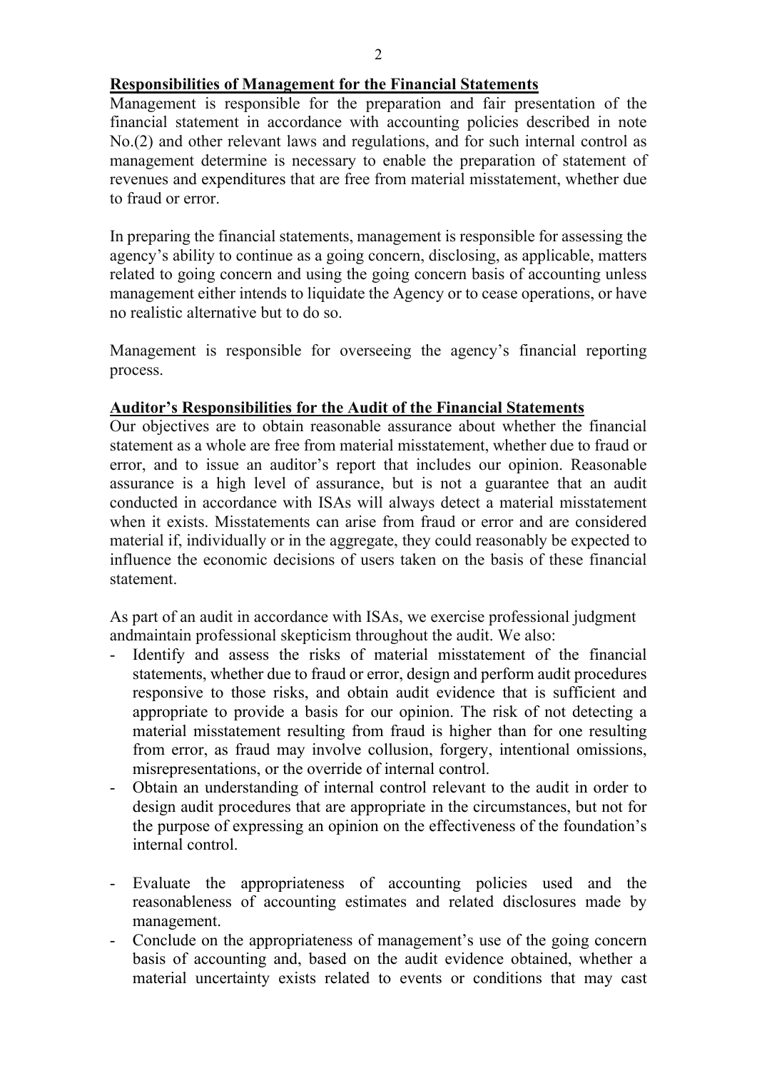**Responsibilities of Management for the Financial Statements**

Management is responsible for the preparation and fair presentation of the financial statement in accordance with accounting policies described in note No.(2) and other relevant laws and regulations, and for such internal control as management determine is necessary to enable the preparation of statement of revenues and expenditures that are free from material misstatement, whether due to fraud or error.

In preparing the financial statements, management is responsible for assessing the agency's ability to continue as a going concern, disclosing, as applicable, matters related to going concern and using the going concern basis of accounting unless management either intends to liquidate the Agency or to cease operations, or have no realistic alternative but to do so.

Management is responsible for overseeing the agency's financial reporting process.

**Auditor's Responsibilities for the Audit of the Financial Statements**

Our objectives are to obtain reasonable assurance about whether the financial statement as a whole are free from material misstatement, whether due to fraud or error, and to issue an auditor's report that includes our opinion. Reasonable assurance is a high level of assurance, but is not a guarantee that an audit conducted in accordance with ISAs will always detect a material misstatement when it exists. Misstatements can arise from fraud or error and are considered material if, individually or in the aggregate, they could reasonably be expected to influence the economic decisions of users taken on the basis of these financial statement.

As part of an audit in accordance with ISAs, we exercise professional judgment andmaintain professional skepticism throughout the audit. We also:

- Identify and assess the risks of material misstatement of the financial statements, whether due to fraud or error, design and perform audit procedures responsive to those risks, and obtain audit evidence that is sufficient and appropriate to provide a basis for our opinion. The risk of not detecting a material misstatement resulting from fraud is higher than for one resulting from error, as fraud may involve collusion, forgery, intentional omissions, misrepresentations, or the override of internal control.
- Obtain an understanding of internal control relevant to the audit in order to design audit procedures that are appropriate in the circumstances, but not for the purpose of expressing an opinion on the effectiveness of the foundation's internal control.
- Evaluate the appropriateness of accounting policies used and the reasonableness of accounting estimates and related disclosures made by management.
- Conclude on the appropriateness of management's use of the going concern basis of accounting and, based on the audit evidence obtained, whether a material uncertainty exists related to events or conditions that may cast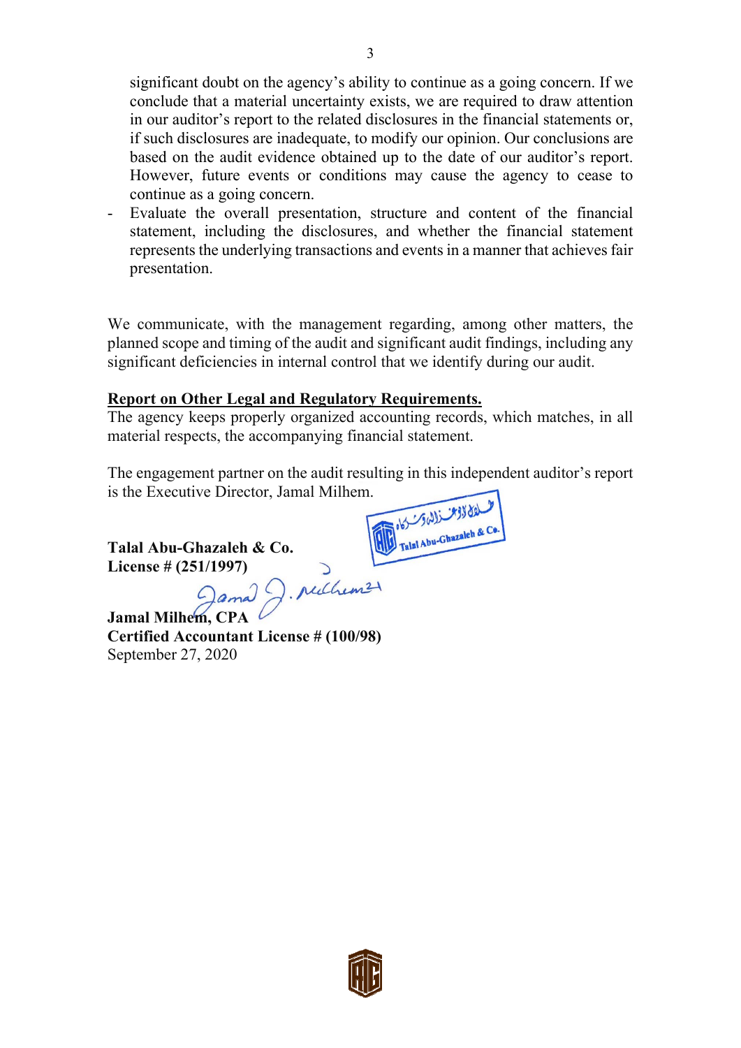significant doubt on the agency's ability to continue as a going concern. If we conclude that a material uncertainty exists, we are required to draw attention in our auditor's report to the related disclosures in the financial statements or, if such disclosures are inadequate, to modify our opinion. Our conclusions are based on the audit evidence obtained up to the date of our auditor's report. However, future events or conditions may cause the agency to cease to continue as a going concern.

- Evaluate the overall presentation, structure and content of the financial statement, including the disclosures, and whether the financial statement represents the underlying transactions and events in a manner that achieves fair presentation.

We communicate, with the management regarding, among other matters, the planned scope and timing of the audit and significant audit findings, including any significant deficiencies in internal control that we identify during our audit.

**Report on Other Legal and Regulatory Requirements.**

The agency keeps properly organized accounting records, which matches, in all material respects, the accompanying financial statement.

The engagement partner on the audit resulting in this independent auditor's report is the Executive Director, Jamal Milhem.

**Talal Abu-Ghazaleh & Co.**
**License # (251/1997)**

**Jamal Milhem, CPA**
**Certified Accountant License # (100/98)**
September 27, 2020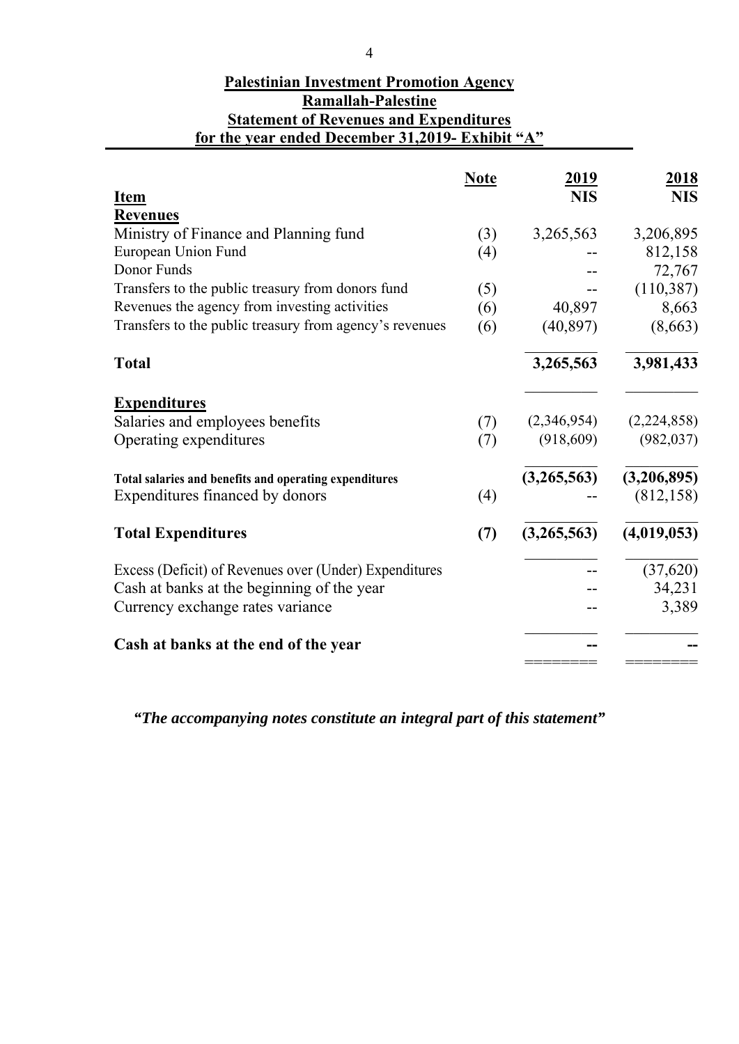# Palestinian Investment Promotion Agency
## Ramallah-Palestine
## Statement of Revenues and Expenditures
## for the year ended December 31,2019- Exhibit "A"

| Item | Note | 2019 NIS | 2018 NIS |
|---|---|---|---|
| **Revenues** | | | |
| Ministry of Finance and Planning fund | (3) | 3,265,563 | 3,206,895 |
| European Union Fund | (4) | -- | 812,158 |
| Donor Funds | | -- | 72,767 |
| Transfers to the public treasury from donors fund | (5) | -- | (110,387) |
| Revenues the agency from investing activities | (6) | 40,897 | 8,663 |
| Transfers to the public treasury from agency's revenues | (6) | (40,897) | (8,663) |
| **Total** | | **3,265,563** | **3,981,433** |
| **Expenditures** | | | |
| Salaries and employees benefits | (7) | (2,346,954) | (2,224,858) |
| Operating expenditures | (7) | (918,609) | (982,037) |
| **Total salaries and benefits and operating expenditures** | | **(3,265,563)** | **(3,206,895)** |
| Expenditures financed by donors | (4) | -- | (812,158) |
| **Total Expenditures** | **(7)** | **(3,265,563)** | **(4,019,053)** |
| Excess (Deficit) of Revenues over (Under) Expenditures | | -- | (37,620) |
| Cash at banks at the beginning of the year | | -- | 34,231 |
| Currency exchange rates variance | | -- | 3,389 |
| **Cash at banks at the end of the year** | | **--** | **--** |

***"The accompanying notes constitute an integral part of this statement"***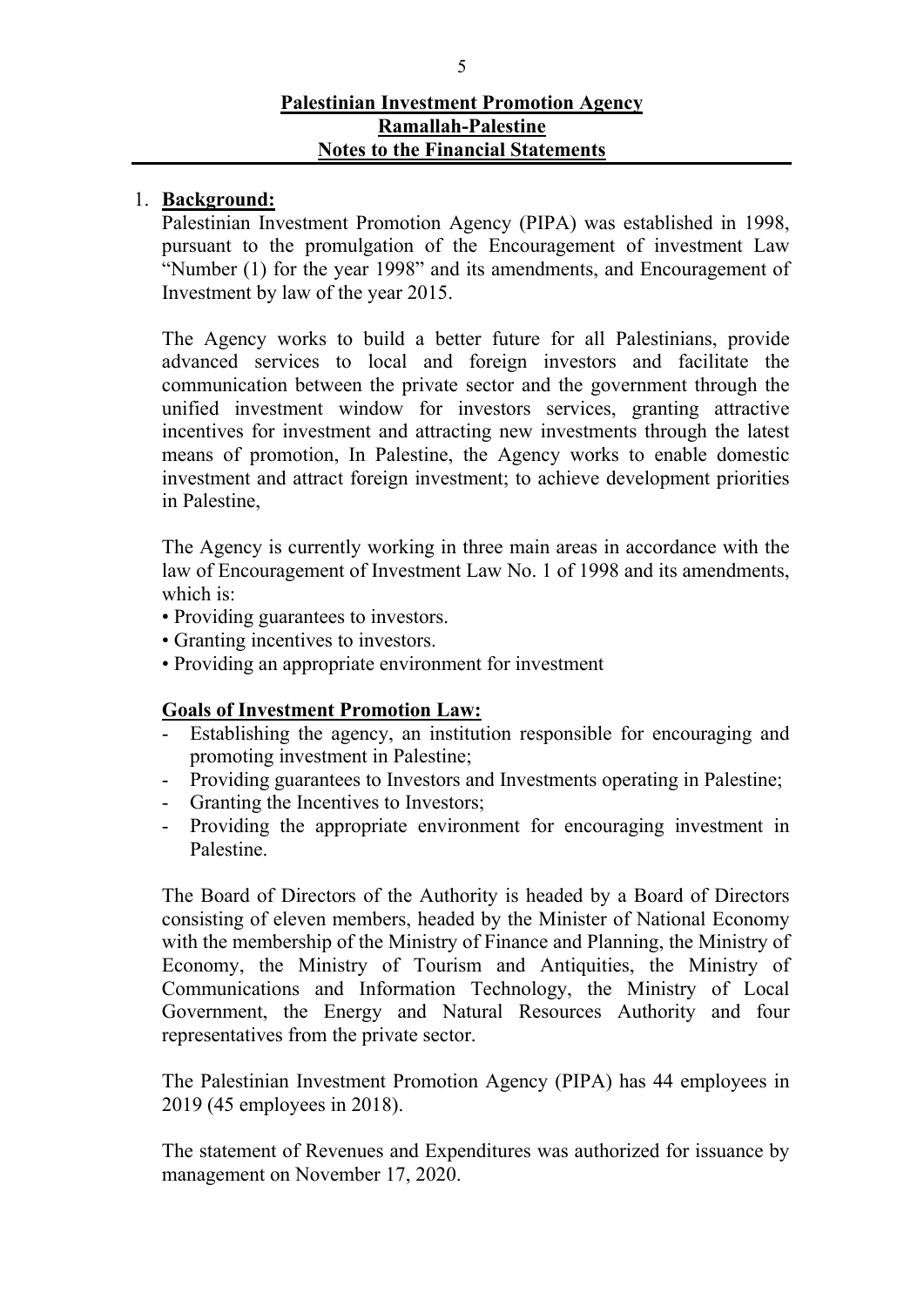**Palestinian Investment Promotion Agency**
**Ramallah-Palestine**
**Notes to the Financial Statements**

1. **Background:**

Palestinian Investment Promotion Agency (PIPA) was established in 1998, pursuant to the promulgation of the Encouragement of investment Law "Number (1) for the year 1998" and its amendments, and Encouragement of Investment by law of the year 2015.

The Agency works to build a better future for all Palestinians, provide advanced services to local and foreign investors and facilitate the communication between the private sector and the government through the unified investment window for investors services, granting attractive incentives for investment and attracting new investments through the latest means of promotion, In Palestine, the Agency works to enable domestic investment and attract foreign investment; to achieve development priorities in Palestine,

The Agency is currently working in three main areas in accordance with the law of Encouragement of Investment Law No. 1 of 1998 and its amendments, which is:

- Providing guarantees to investors.
- Granting incentives to investors.
- Providing an appropriate environment for investment

**Goals of Investment Promotion Law:**

- Establishing the agency, an institution responsible for encouraging and promoting investment in Palestine;
- Providing guarantees to Investors and Investments operating in Palestine;
- Granting the Incentives to Investors;
- Providing the appropriate environment for encouraging investment in Palestine.

The Board of Directors of the Authority is headed by a Board of Directors consisting of eleven members, headed by the Minister of National Economy with the membership of the Ministry of Finance and Planning, the Ministry of Economy, the Ministry of Tourism and Antiquities, the Ministry of Communications and Information Technology, the Ministry of Local Government, the Energy and Natural Resources Authority and four representatives from the private sector.

The Palestinian Investment Promotion Agency (PIPA) has 44 employees in 2019 (45 employees in 2018).

The statement of Revenues and Expenditures was authorized for issuance by management on November 17, 2020.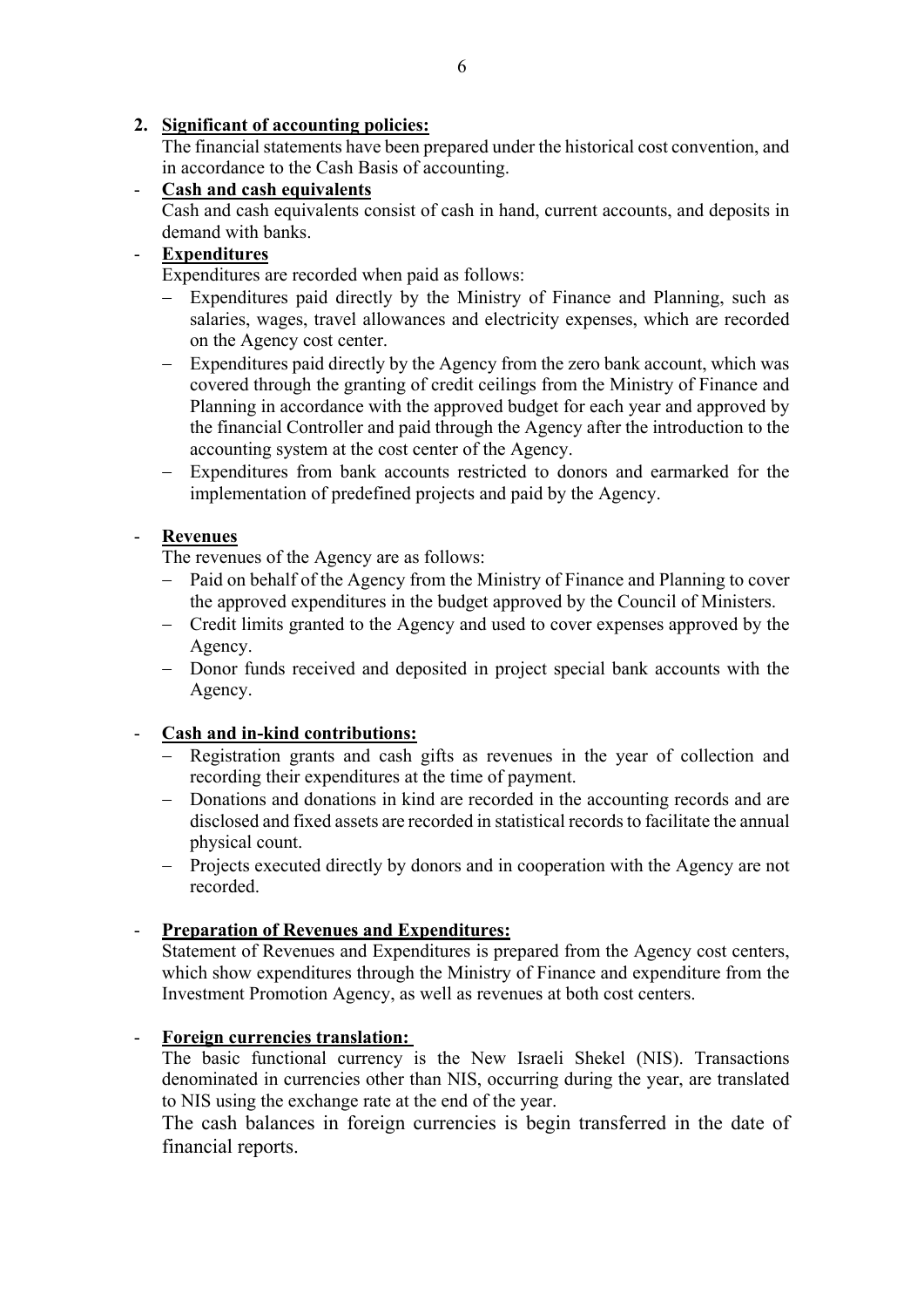## 2. Significant of accounting policies:

The financial statements have been prepared under the historical cost convention, and in accordance to the Cash Basis of accounting.

- **Cash and cash equivalents**

  Cash and cash equivalents consist of cash in hand, current accounts, and deposits in demand with banks.

- **Expenditures**

  Expenditures are recorded when paid as follows:

  – Expenditures paid directly by the Ministry of Finance and Planning, such as salaries, wages, travel allowances and electricity expenses, which are recorded on the Agency cost center.
  – Expenditures paid directly by the Agency from the zero bank account, which was covered through the granting of credit ceilings from the Ministry of Finance and Planning in accordance with the approved budget for each year and approved by the financial Controller and paid through the Agency after the introduction to the accounting system at the cost center of the Agency.
  – Expenditures from bank accounts restricted to donors and earmarked for the implementation of predefined projects and paid by the Agency.

- **Revenues**

  The revenues of the Agency are as follows:

  – Paid on behalf of the Agency from the Ministry of Finance and Planning to cover the approved expenditures in the budget approved by the Council of Ministers.
  – Credit limits granted to the Agency and used to cover expenses approved by the Agency.
  – Donor funds received and deposited in project special bank accounts with the Agency.

- **Cash and in-kind contributions:**

  – Registration grants and cash gifts as revenues in the year of collection and recording their expenditures at the time of payment.
  – Donations and donations in kind are recorded in the accounting records and are disclosed and fixed assets are recorded in statistical records to facilitate the annual physical count.
  – Projects executed directly by donors and in cooperation with the Agency are not recorded.

- **Preparation of Revenues and Expenditures:**

  Statement of Revenues and Expenditures is prepared from the Agency cost centers, which show expenditures through the Ministry of Finance and expenditure from the Investment Promotion Agency, as well as revenues at both cost centers.

- **Foreign currencies translation:**

  The basic functional currency is the New Israeli Shekel (NIS). Transactions denominated in currencies other than NIS, occurring during the year, are translated to NIS using the exchange rate at the end of the year.

  The cash balances in foreign currencies is begin transferred in the date of financial reports.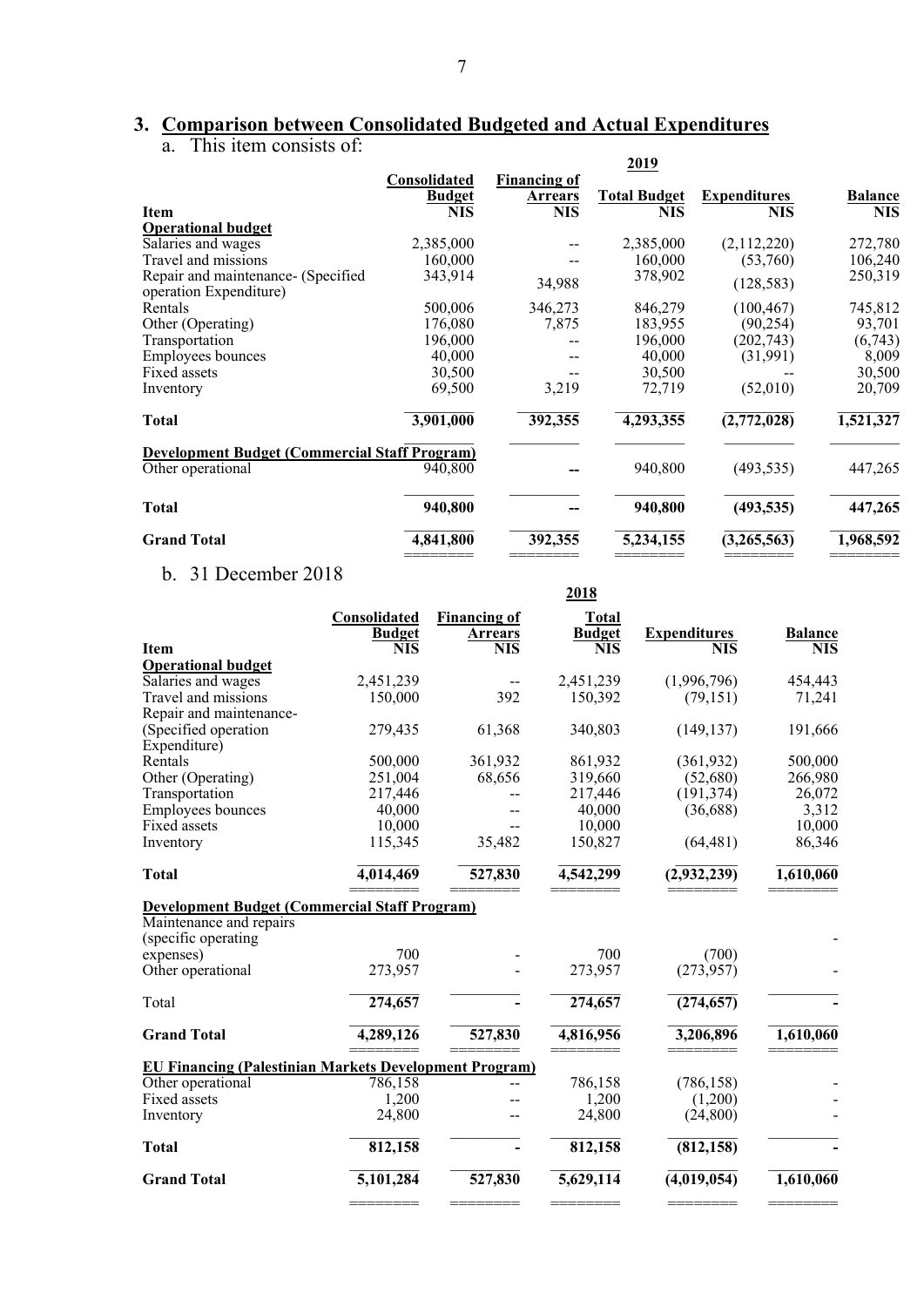## 3. Comparison between Consolidated Budgeted and Actual Expenditures

a. This item consists of:

| | 2019 | | | | |
|---|---|---|---|---|---|
| **Item** | **Consolidated Budget NIS** | **Financing of Arrears NIS** | **Total Budget NIS** | **Expenditures NIS** | **Balance NIS** |
| **Operational budget** | | | | | |
| Salaries and wages | 2,385,000 | -- | 2,385,000 | (2,112,220) | 272,780 |
| Travel and missions | 160,000 | -- | 160,000 | (53,760) | 106,240 |
| Repair and maintenance- (Specified operation Expenditure) | 343,914 | 34,988 | 378,902 | (128,583) | 250,319 |
| Rentals | 500,006 | 346,273 | 846,279 | (100,467) | 745,812 |
| Other (Operating) | 176,080 | 7,875 | 183,955 | (90,254) | 93,701 |
| Transportation | 196,000 | -- | 196,000 | (202,743) | (6,743) |
| Employees bounces | 40,000 | -- | 40,000 | (31,991) | 8,009 |
| Fixed assets | 30,500 | -- | 30,500 | -- | 30,500 |
| Inventory | 69,500 | 3,219 | 72,719 | (52,010) | 20,709 |
| **Total** | **3,901,000** | **392,355** | **4,293,355** | **(2,772,028)** | **1,521,327** |
| **Development Budget (Commercial Staff Program)** | | | | | |
| Other operational | 940,800 | -- | 940,800 | (493,535) | 447,265 |
| **Total** | **940,800** | **--** | **940,800** | **(493,535)** | **447,265** |
| **Grand Total** | **4,841,800** | **392,355** | **5,234,155** | **(3,265,563)** | **1,968,592** |

b. 31 December 2018

| | 2018 | | | | |
|---|---|---|---|---|---|
| **Item** | **Consolidated Budget NIS** | **Financing of Arrears NIS** | **Total Budget NIS** | **Expenditures NIS** | **Balance NIS** |
| **Operational budget** | | | | | |
| Salaries and wages | 2,451,239 | -- | 2,451,239 | (1,996,796) | 454,443 |
| Travel and missions | 150,000 | 392 | 150,392 | (79,151) | 71,241 |
| Repair and maintenance- (Specified operation Expenditure) | 279,435 | 61,368 | 340,803 | (149,137) | 191,666 |
| Rentals | 500,000 | 361,932 | 861,932 | (361,932) | 500,000 |
| Other (Operating) | 251,004 | 68,656 | 319,660 | (52,680) | 266,980 |
| Transportation | 217,446 | -- | 217,446 | (191,374) | 26,072 |
| Employees bounces | 40,000 | -- | 40,000 | (36,688) | 3,312 |
| Fixed assets | 10,000 | -- | 10,000 | | 10,000 |
| Inventory | 115,345 | 35,482 | 150,827 | (64,481) | 86,346 |
| **Total** | **4,014,469** | **527,830** | **4,542,299** | **(2,932,239)** | **1,610,060** |
| **Development Budget (Commercial Staff Program)** | | | | | |
| Maintenance and repairs (specific operating expenses) | 700 | - | 700 | (700) | - |
| Other operational | 273,957 | - | 273,957 | (273,957) | - |
| Total | **274,657** | **-** | **274,657** | **(274,657)** | **-** |
| **Grand Total** | **4,289,126** | **527,830** | **4,816,956** | **3,206,896** | **1,610,060** |
| **EU Financing (Palestinian Markets Development Program)** | | | | | |
| Other operational | 786,158 | -- | 786,158 | (786,158) | - |
| Fixed assets | 1,200 | -- | 1,200 | (1,200) | - |
| Inventory | 24,800 | -- | 24,800 | (24,800) | - |
| **Total** | **812,158** | **-** | **812,158** | **(812,158)** | **-** |
| **Grand Total** | **5,101,284** | **527,830** | **5,629,114** | **(4,019,054)** | **1,610,060** |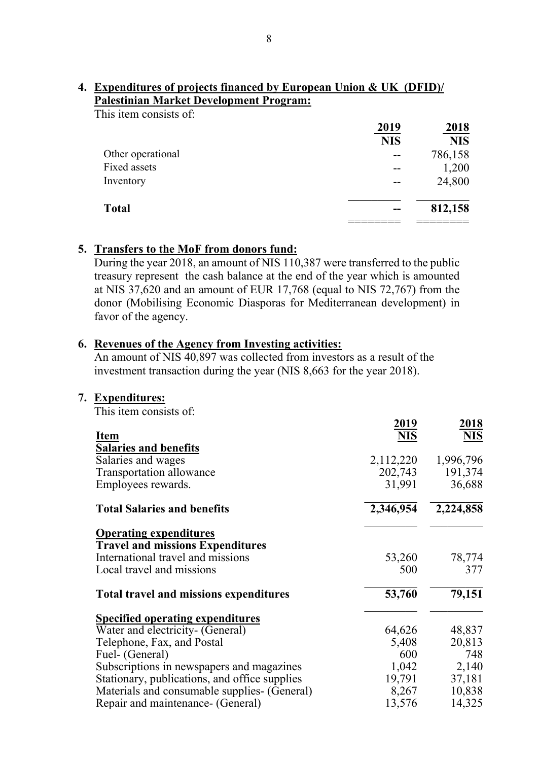4. **Expenditures of projects financed by European Union & UK (DFID)/ Palestinian Market Development Program:**

   This item consists of:

| | 2019 NIS | 2018 NIS |
|---|---|---|
| Other operational | -- | 786,158 |
| Fixed assets | -- | 1,200 |
| Inventory | -- | 24,800 |
| **Total** | **--** | **812,158** |

5. **Transfers to the MoF from donors fund:**

   During the year 2018, an amount of NIS 110,387 were transferred to the public treasury represent the cash balance at the end of the year which is amounted at NIS 37,620 and an amount of EUR 17,768 (equal to NIS 72,767) from the donor (Mobilising Economic Diasporas for Mediterranean development) in favor of the agency.

6. **Revenues of the Agency from Investing activities:**

   An amount of NIS 40,897 was collected from investors as a result of the investment transaction during the year (NIS 8,663 for the year 2018).

7. **Expenditures:**

   This item consists of:

| Item | 2019 NIS | 2018 NIS |
|---|---|---|
| **Salaries and benefits** | | |
| Salaries and wages | 2,112,220 | 1,996,796 |
| Transportation allowance | 202,743 | 191,374 |
| Employees rewards. | 31,991 | 36,688 |
| **Total Salaries and benefits** | **2,346,954** | **2,224,858** |
| **Operating expenditures** | | |
| **Travel and missions Expenditures** | | |
| International travel and missions | 53,260 | 78,774 |
| Local travel and missions | 500 | 377 |
| **Total travel and missions expenditures** | **53,760** | **79,151** |
| **Specified operating expenditures** | | |
| Water and electricity- (General) | 64,626 | 48,837 |
| Telephone, Fax, and Postal | 5,408 | 20,813 |
| Fuel- (General) | 600 | 748 |
| Subscriptions in newspapers and magazines | 1,042 | 2,140 |
| Stationary, publications, and office supplies | 19,791 | 37,181 |
| Materials and consumable supplies- (General) | 8,267 | 10,838 |
| Repair and maintenance- (General) | 13,576 | 14,325 |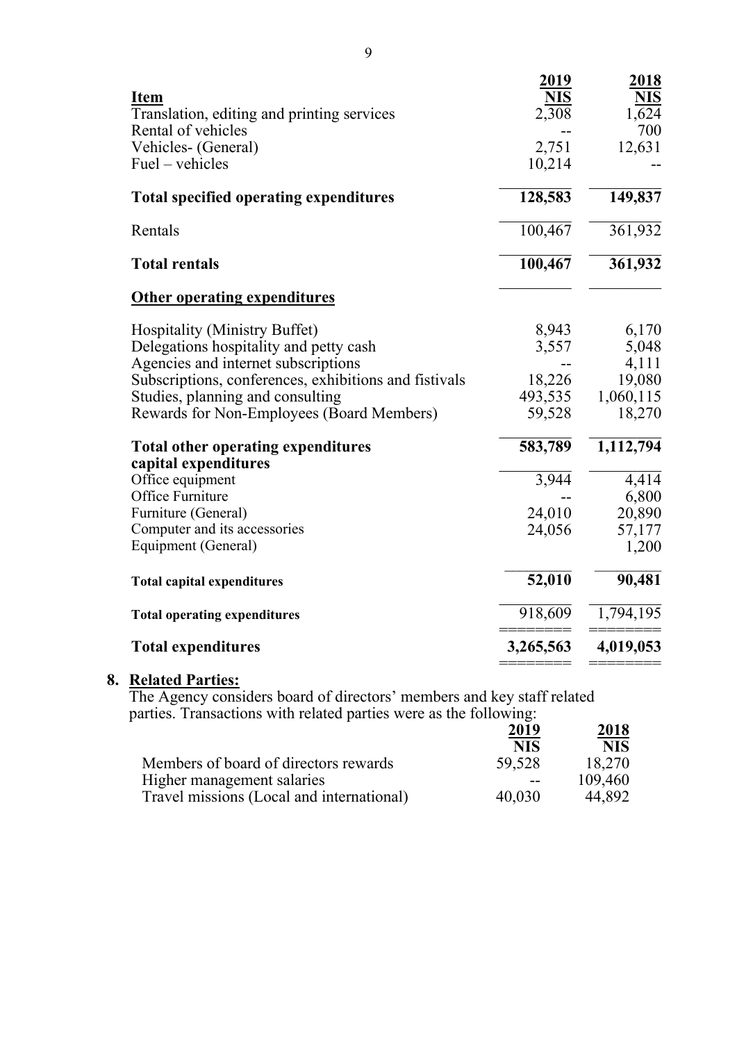| Item | 2019 NIS | 2018 NIS |
|---|---|---|
| Translation, editing and printing services | 2,308 | 1,624 |
| Rental of vehicles | -- | 700 |
| Vehicles- (General) | 2,751 | 12,631 |
| Fuel – vehicles | 10,214 | -- |
| **Total specified operating expenditures** | **128,583** | **149,837** |
| Rentals | 100,467 | 361,932 |
| **Total rentals** | **100,467** | **361,932** |
| **Other operating expenditures** | | |
| Hospitality (Ministry Buffet) | 8,943 | 6,170 |
| Delegations hospitality and petty cash | 3,557 | 5,048 |
| Agencies and internet subscriptions | -- | 4,111 |
| Subscriptions, conferences, exhibitions and fistivals | 18,226 | 19,080 |
| Studies, planning and consulting | 493,535 | 1,060,115 |
| Rewards for Non-Employees (Board Members) | 59,528 | 18,270 |
| **Total other operating expenditures** | **583,789** | **1,112,794** |
| **capital expenditures** | | |
| Office equipment | 3,944 | 4,414 |
| Office Furniture | -- | 6,800 |
| Furniture (General) | 24,010 | 20,890 |
| Computer and its accessories | 24,056 | 57,177 |
| Equipment (General) | | 1,200 |
| **Total capital expenditures** | **52,010** | **90,481** |
| **Total operating expenditures** | 918,609 | 1,794,195 |
| **Total expenditures** | **3,265,563** | **4,019,053** |

## 8. Related Parties:

The Agency considers board of directors' members and key staff related parties. Transactions with related parties were as the following:

| | 2019 NIS | 2018 NIS |
|---|---|---|
| Members of board of directors rewards | 59,528 | 18,270 |
| Higher management salaries | -- | 109,460 |
| Travel missions (Local and international) | 40,030 | 44,892 |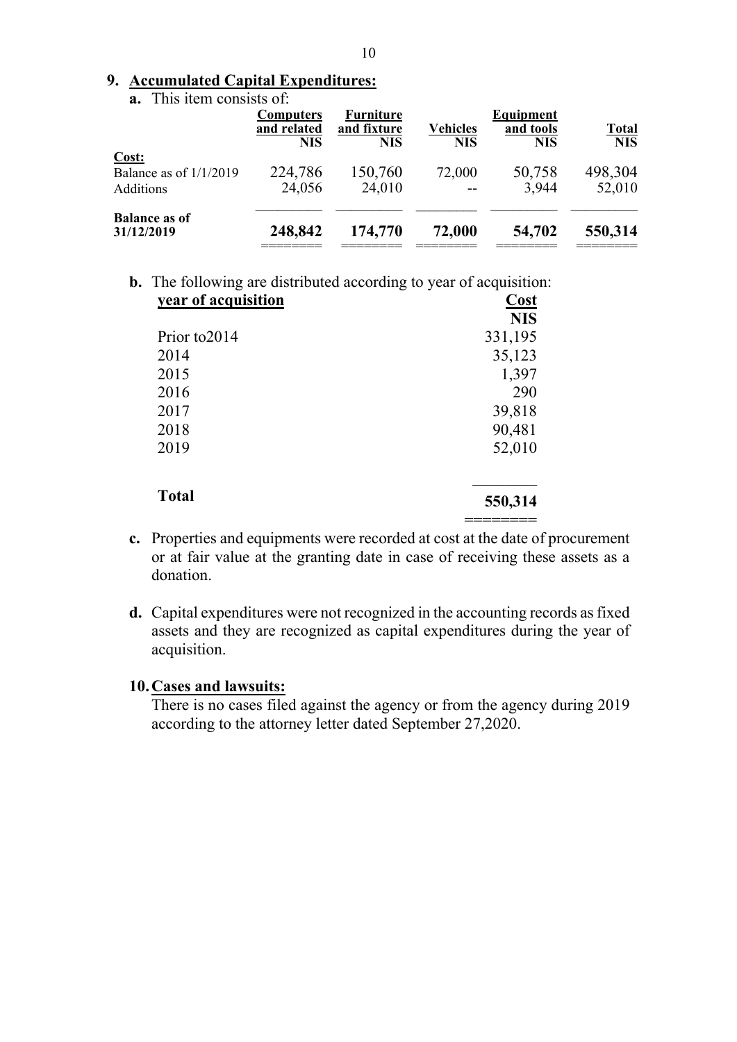## 9. Accumulated Capital Expenditures:

**a.** This item consists of:

| | Computers and related NIS | Furniture and fixture NIS | Vehicles NIS | Equipment and tools NIS | Total NIS |
|---|---|---|---|---|---|
| **Cost:** | | | | | |
| Balance as of 1/1/2019 | 224,786 | 150,760 | 72,000 | 50,758 | 498,304 |
| Additions | 24,056 | 24,010 | -- | 3,944 | 52,010 |
| **Balance as of 31/12/2019** | **248,842** | **174,770** | **72,000** | **54,702** | **550,314** |

**b.** The following are distributed according to year of acquisition:

| year of acquisition | Cost NIS |
|---|---|
| Prior to2014 | 331,195 |
| 2014 | 35,123 |
| 2015 | 1,397 |
| 2016 | 290 |
| 2017 | 39,818 |
| 2018 | 90,481 |
| 2019 | 52,010 |
| **Total** | **550,314** |

**c.** Properties and equipments were recorded at cost at the date of procurement or at fair value at the granting date in case of receiving these assets as a donation.

**d.** Capital expenditures were not recognized in the accounting records as fixed assets and they are recognized as capital expenditures during the year of acquisition.

## 10. Cases and lawsuits:

There is no cases filed against the agency or from the agency during 2019 according to the attorney letter dated September 27,2020.